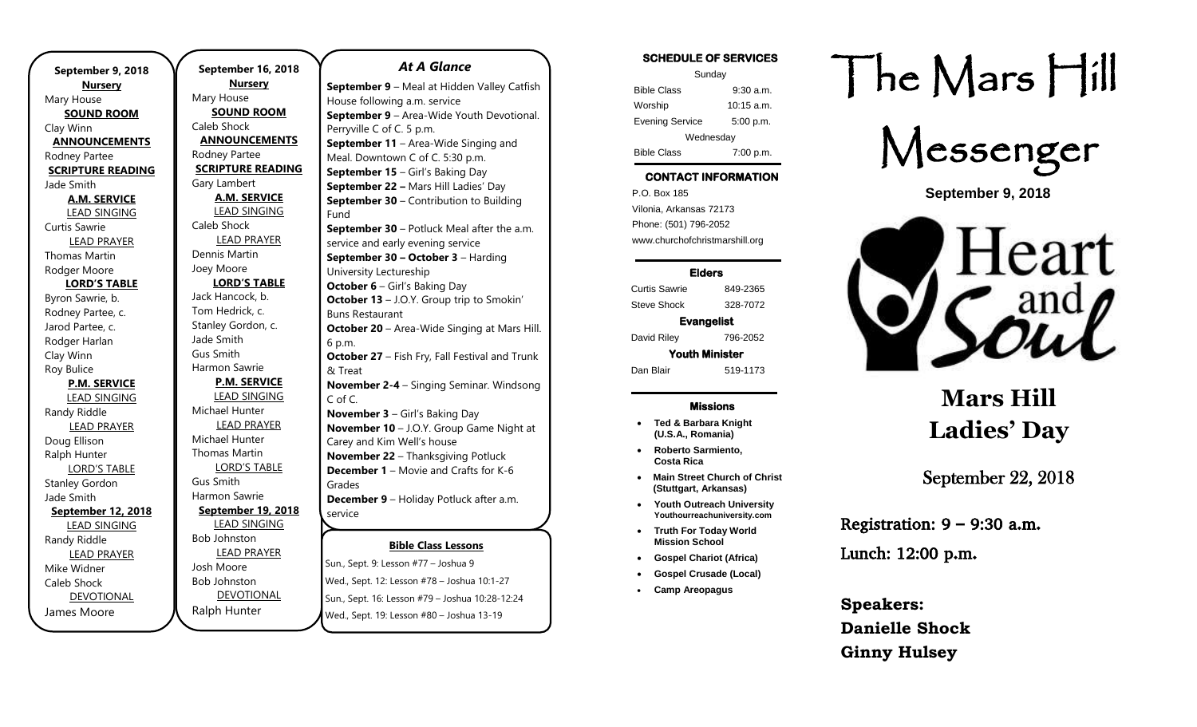**September 9, 2018**

**Nursery**
Mary House

**SOUND ROOM**
Clay Winn

**ANNOUNCEMENTS**
Rodney Partee

**SCRIPTURE READING**
Jade Smith

**A.M. SERVICE**

LEAD SINGING
Curtis Sawrie

LEAD PRAYER
Thomas Martin
Rodger Moore

**LORD'S TABLE**
Byron Sawrie, b.
Rodney Partee, c.
Jarod Partee, c.
Rodger Harlan
Clay Winn
Roy Bulice

**P.M. SERVICE**

LEAD SINGING
Randy Riddle

LEAD PRAYER
Doug Ellison
Ralph Hunter

LORD'S TABLE
Stanley Gordon
Jade Smith

**September 12, 2018**

LEAD SINGING
Randy Riddle

LEAD PRAYER
Mike Widner
Caleb Shock

DEVOTIONAL
James Moore

**September 16, 2018**

**Nursery**
Mary House

**SOUND ROOM**
Caleb Shock

**ANNOUNCEMENTS**
Rodney Partee

**SCRIPTURE READING**
Gary Lambert

**A.M. SERVICE**

LEAD SINGING
Caleb Shock

LEAD PRAYER
Dennis Martin
Joey Moore

**LORD'S TABLE**
Jack Hancock, b.
Tom Hedrick, c.
Stanley Gordon, c.
Jade Smith
Gus Smith
Harmon Sawrie

**P.M. SERVICE**

LEAD SINGING
Michael Hunter

LEAD PRAYER
Michael Hunter
Thomas Martin

LORD'S TABLE
Gus Smith
Harmon Sawrie

**September 19, 2018**

LEAD SINGING
Bob Johnston

LEAD PRAYER
Josh Moore
Bob Johnston

DEVOTIONAL
Ralph Hunter

## *At A Glance*

**September 9** – Meal at Hidden Valley Catfish House following a.m. service
**September 9** – Area-Wide Youth Devotional. Perryville C of C. 5 p.m.
**September 11** – Area-Wide Singing and Meal. Downtown C of C. 5:30 p.m.
**September 15** – Girl's Baking Day
**September 22 –** Mars Hill Ladies' Day
**September 30** – Contribution to Building Fund
**September 30** – Potluck Meal after the a.m. service and early evening service
**September 30 – October 3** – Harding University Lectureship
**October 6** – Girl's Baking Day
**October 13** – J.O.Y. Group trip to Smokin' Buns Restaurant
**October 20** – Area-Wide Singing at Mars Hill. 6 p.m.
**October 27** – Fish Fry, Fall Festival and Trunk & Treat
**November 2-4** – Singing Seminar. Windsong C of C.
**November 3** – Girl's Baking Day
**November 10** – J.O.Y. Group Game Night at Carey and Kim Well's house
**November 22** – Thanksgiving Potluck
**December 1** – Movie and Crafts for K-6 Grades
**December 9** – Holiday Potluck after a.m. service

**Bible Class Lessons**

Sun., Sept. 9: Lesson #77 – Joshua 9
Wed., Sept. 12: Lesson #78 – Joshua 10:1-27
Sun., Sept. 16: Lesson #79 – Joshua 10:28-12:24
Wed., Sept. 19: Lesson #80 – Joshua 13-19

**SCHEDULE OF SERVICES**

| Sunday | |
|---|---|
| Bible Class | 9:30 a.m. |
| Worship | 10:15 a.m. |
| Evening Service | 5:00 p.m. |
| Wednesday | |
| Bible Class | 7:00 p.m. |

**CONTACT INFORMATION**

P.O. Box 185
Vilonia, Arkansas 72173
Phone: (501) 796-2052
www.churchofchristmarshill.org

**Elders**

Curtis Sawrie 849-2365
Steve Shock 328-7072

**Evangelist**

David Riley 796-2052

**Youth Minister**

Dan Blair 519-1173

**Missions**

- **Ted & Barbara Knight (U.S.A., Romania)**
- **Roberto Sarmiento, Costa Rica**
- **Main Street Church of Christ (Stuttgart, Arkansas)**
- **Youth Outreach University Youthourreachuniversity.com**
- **Truth For Today World Mission School**
- **Gospel Chariot (Africa)**
- **Gospel Crusade (Local)**
- **Camp Areopagus**

# The Mars Hill Messenger

**September 9, 2018**

Heart and Soul

## Mars Hill Ladies' Day

September 22, 2018

Registration: 9 – 9:30 a.m.

Lunch: 12:00 p.m.

**Speakers:**
**Danielle Shock**
**Ginny Hulsey**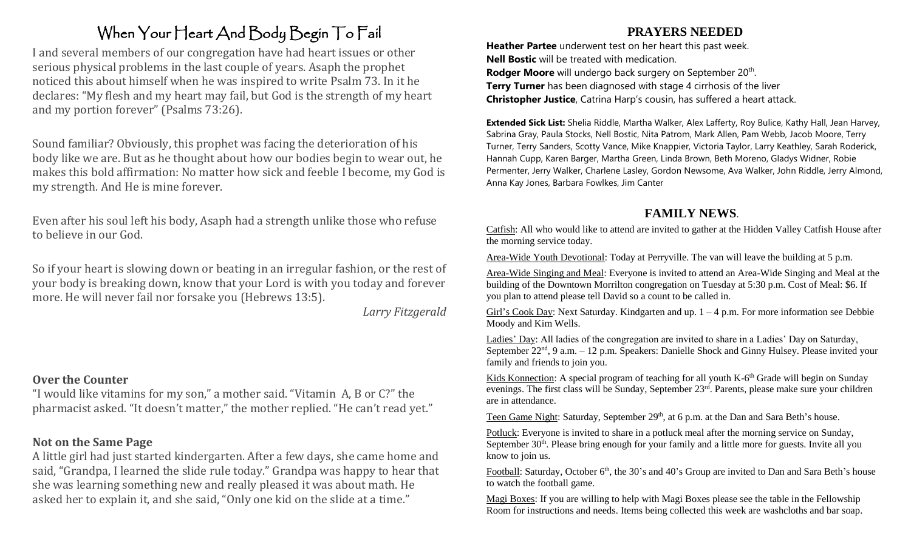# When Your Heart And Body Begin To Fail

I and several members of our congregation have had heart issues or other serious physical problems in the last couple of years. Asaph the prophet noticed this about himself when he was inspired to write Psalm 73. In it he declares: "My flesh and my heart may fail, but God is the strength of my heart and my portion forever" (Psalms 73:26).

Sound familiar? Obviously, this prophet was facing the deterioration of his body like we are. But as he thought about how our bodies begin to wear out, he makes this bold affirmation: No matter how sick and feeble I become, my God is my strength. And He is mine forever.

Even after his soul left his body, Asaph had a strength unlike those who refuse to believe in our God.

So if your heart is slowing down or beating in an irregular fashion, or the rest of your body is breaking down, know that your Lord is with you today and forever more. He will never fail nor forsake you (Hebrews 13:5).

*Larry Fitzgerald*

### Over the Counter

"I would like vitamins for my son," a mother said. "Vitamin A, B or C?" the pharmacist asked. "It doesn't matter," the mother replied. "He can't read yet."

### Not on the Same Page

A little girl had just started kindergarten. After a few days, she came home and said, "Grandpa, I learned the slide rule today." Grandpa was happy to hear that she was learning something new and really pleased it was about math. He asked her to explain it, and she said, "Only one kid on the slide at a time."

## PRAYERS NEEDED

**Heather Partee** underwent test on her heart this past week.
**Nell Bostic** will be treated with medication.
**Rodger Moore** will undergo back surgery on September 20th.
**Terry Turner** has been diagnosed with stage 4 cirrhosis of the liver
**Christopher Justice**, Catrina Harp's cousin, has suffered a heart attack.

**Extended Sick List:** Shelia Riddle, Martha Walker, Alex Lafferty, Roy Bulice, Kathy Hall, Jean Harvey, Sabrina Gray, Paula Stocks, Nell Bostic, Nita Patrom, Mark Allen, Pam Webb, Jacob Moore, Terry Turner, Terry Sanders, Scotty Vance, Mike Knappier, Victoria Taylor, Larry Keathley, Sarah Roderick, Hannah Cupp, Karen Barger, Martha Green, Linda Brown, Beth Moreno, Gladys Widner, Robie Permenter, Jerry Walker, Charlene Lasley, Gordon Newsome, Ava Walker, John Riddle, Jerry Almond, Anna Kay Jones, Barbara Fowlkes, Jim Canter

## FAMILY NEWS.

Catfish: All who would like to attend are invited to gather at the Hidden Valley Catfish House after the morning service today.

Area-Wide Youth Devotional: Today at Perryville. The van will leave the building at 5 p.m.

Area-Wide Singing and Meal: Everyone is invited to attend an Area-Wide Singing and Meal at the building of the Downtown Morrilton congregation on Tuesday at 5:30 p.m. Cost of Meal: $6. If you plan to attend please tell David so a count to be called in.

Girl's Cook Day: Next Saturday. Kindgarten and up. 1 – 4 p.m. For more information see Debbie Moody and Kim Wells.

Ladies' Day: All ladies of the congregation are invited to share in a Ladies' Day on Saturday, September 22nd, 9 a.m. – 12 p.m. Speakers: Danielle Shock and Ginny Hulsey. Please invited your family and friends to join you.

Kids Konnection: A special program of teaching for all youth K-6th Grade will begin on Sunday evenings. The first class will be Sunday, September 23rd. Parents, please make sure your children are in attendance.

Teen Game Night: Saturday, September 29th, at 6 p.m. at the Dan and Sara Beth's house.

Potluck: Everyone is invited to share in a potluck meal after the morning service on Sunday, September 30th. Please bring enough for your family and a little more for guests. Invite all you know to join us.

Football: Saturday, October 6th, the 30's and 40's Group are invited to Dan and Sara Beth's house to watch the football game.

Magi Boxes: If you are willing to help with Magi Boxes please see the table in the Fellowship Room for instructions and needs. Items being collected this week are washcloths and bar soap.